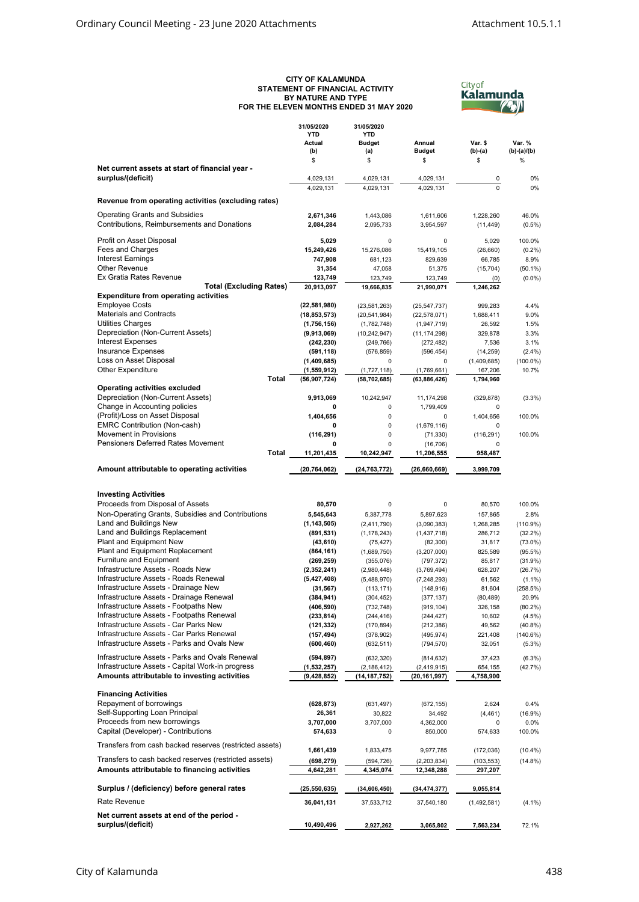**CITY OF KALAMUNDA**
**STATEMENT OF FINANCIAL ACTIVITY**
**BY NATURE AND TYPE**
**FOR THE ELEVEN MONTHS ENDED 31 MAY 2020**

| | 31/05/2020 YTD Actual (b) | 31/05/2020 YTD Budget (a) | Annual Budget | Var. $ (b)-(a) | Var. % (b)-(a)/(b) |
|---|---|---|---|---|---|
| | $ | $ | $ | $ | % |
| **Net current assets at start of financial year - surplus/(deficit)** | 4,029,131 | 4,029,131 | 4,029,131 | 0 | 0% |
| | 4,029,131 | 4,029,131 | 4,029,131 | 0 | 0% |
| **Revenue from operating activities (excluding rates)** | | | | | |
| Operating Grants and Subsidies | **2,671,346** | 1,443,086 | 1,611,606 | 1,228,260 | 46.0% |
| Contributions, Reimbursements and Donations | **2,084,284** | 2,095,733 | 3,954,597 | (11,449) | (0.5%) |
| Profit on Asset Disposal | **5,029** | 0 | 0 | 5,029 | 100.0% |
| Fees and Charges | **15,249,426** | 15,276,086 | 15,419,105 | (26,660) | (0.2%) |
| Interest Earnings | **747,908** | 681,123 | 829,639 | 66,785 | 8.9% |
| Other Revenue | **31,354** | 47,058 | 51,375 | (15,704) | (50.1%) |
| Ex Gratia Rates Revenue | **123,749** | 123,749 | 123,749 | (0) | (0.0%) |
| **Total (Excluding Rates)** | **20,913,097** | **19,666,835** | **21,990,071** | **1,246,262** | |
| **Expenditure from operating activities** | | | | | |
| Employee Costs | **(22,581,980)** | (23,581,263) | (25,547,737) | 999,283 | 4.4% |
| Materials and Contracts | **(18,853,573)** | (20,541,984) | (22,578,071) | 1,688,411 | 9.0% |
| Utilities Charges | **(1,756,156)** | (1,782,748) | (1,947,719) | 26,592 | 1.5% |
| Depreciation (Non-Current Assets) | **(9,913,069)** | (10,242,947) | (11,174,298) | 329,878 | 3.3% |
| Interest Expenses | **(242,230)** | (249,766) | (272,482) | 7,536 | 3.1% |
| Insurance Expenses | **(591,118)** | (576,859) | (596,454) | (14,259) | (2.4%) |
| Loss on Asset Disposal | **(1,409,685)** | 0 | 0 | (1,409,685) | (100.0%) |
| Other Expenditure | **(1,559,912)** | (1,727,118) | (1,769,661) | 167,206 | 10.7% |
| **Total** | **(56,907,724)** | **(58,702,685)** | **(63,886,426)** | **1,794,960** | |
| **Operating activities excluded** | | | | | |
| Depreciation (Non-Current Assets) | **9,913,069** | 10,242,947 | 11,174,298 | (329,878) | (3.3%) |
| Change in Accounting policies | **0** | 0 | 1,799,409 | 0 | |
| (Profit)/Loss on Asset Disposal | **1,404,656** | 0 | 0 | 1,404,656 | 100.0% |
| EMRC Contribution (Non-cash) | **0** | 0 | (1,679,116) | 0 | |
| Movement in Provisions | **(116,291)** | 0 | (71,330) | (116,291) | 100.0% |
| Pensioners Deferred Rates Movement | **0** | 0 | (16,706) | 0 | |
| **Total** | **11,201,435** | **10,242,947** | **11,206,555** | **958,487** | |
| **Amount attributable to operating activities** | **(20,764,062)** | **(24,763,772)** | **(26,660,669)** | **3,999,709** | |
| **Investing Activities** | | | | | |
| Proceeds from Disposal of Assets | **80,570** | 0 | 0 | 80,570 | 100.0% |
| Non-Operating Grants, Subsidies and Contributions | **5,545,643** | 5,387,778 | 5,897,623 | 157,865 | 2.8% |
| Land and Buildings New | **(1,143,505)** | (2,411,790) | (3,090,383) | 1,268,285 | (110.9%) |
| Land and Buildings Replacement | **(891,531)** | (1,178,243) | (1,437,718) | 286,712 | (32.2%) |
| Plant and Equipment New | **(43,610)** | (75,427) | (82,300) | 31,817 | (73.0%) |
| Plant and Equipment Replacement | **(864,161)** | (1,689,750) | (3,207,000) | 825,589 | (95.5%) |
| Furniture and Equipment | **(269,259)** | (355,076) | (797,372) | 85,817 | (31.9%) |
| Infrastructure Assets - Roads New | **(2,352,241)** | (2,980,448) | (3,769,494) | 628,207 | (26.7%) |
| Infrastructure Assets - Roads Renewal | **(5,427,408)** | (5,488,970) | (7,248,293) | 61,562 | (1.1%) |
| Infrastructure Assets - Drainage New | **(31,567)** | (113,171) | (148,916) | 81,604 | (258.5%) |
| Infrastructure Assets - Drainage Renewal | **(384,941)** | (304,452) | (377,137) | (80,489) | 20.9% |
| Infrastructure Assets - Footpaths New | **(406,590)** | (732,748) | (919,104) | 326,158 | (80.2%) |
| Infrastructure Assets - Footpaths Renewal | **(233,814)** | (244,416) | (244,427) | 10,602 | (4.5%) |
| Infrastructure Assets - Car Parks New | **(121,332)** | (170,894) | (212,386) | 49,562 | (40.8%) |
| Infrastructure Assets - Car Parks Renewal | **(157,494)** | (378,902) | (495,974) | 221,408 | (140.6%) |
| Infrastructure Assets - Parks and Ovals New | **(600,460)** | (632,511) | (794,570) | 32,051 | (5.3%) |
| Infrastructure Assets - Parks and Ovals Renewal | **(594,897)** | (632,320) | (814,632) | 37,423 | (6.3%) |
| Infrastructure Assets - Capital Work-in progress | **(1,532,257)** | (2,186,412) | (2,419,915) | 654,155 | (42.7%) |
| **Amounts attributable to investing activities** | **(9,428,852)** | **(14,187,752)** | **(20,161,997)** | **4,758,900** | |
| **Financing Activities** | | | | | |
| Repayment of borrowings | **(628,873)** | (631,497) | (672,155) | 2,624 | 0.4% |
| Self-Supporting Loan Principal | **26,361** | 30,822 | 34,492 | (4,461) | (16.9%) |
| Proceeds from new borrowings | **3,707,000** | 3,707,000 | 4,362,000 | 0 | 0.0% |
| Capital (Developer) - Contributions | **574,633** | 0 | 850,000 | 574,633 | 100.0% |
| Transfers from cash backed reserves (restricted assets) | **1,661,439** | 1,833,475 | 9,977,785 | (172,036) | (10.4%) |
| Transfers to cash backed reserves (restricted assets) | **(698,279)** | (594,726) | (2,203,834) | (103,553) | (14.8%) |
| **Amounts attributable to financing activities** | **4,642,281** | **4,345,074** | **12,348,288** | **297,207** | |
| **Surplus / (deficiency) before general rates** | **(25,550,635)** | **(34,606,450)** | **(34,474,377)** | **9,055,814** | |
| Rate Revenue | **36,041,131** | 37,533,712 | 37,540,180 | (1,492,581) | (4.1%) |
| **Net current assets at end of the period - surplus/(deficit)** | **10,490,496** | **2,927,262** | **3,065,802** | **7,563,234** | 72.1% |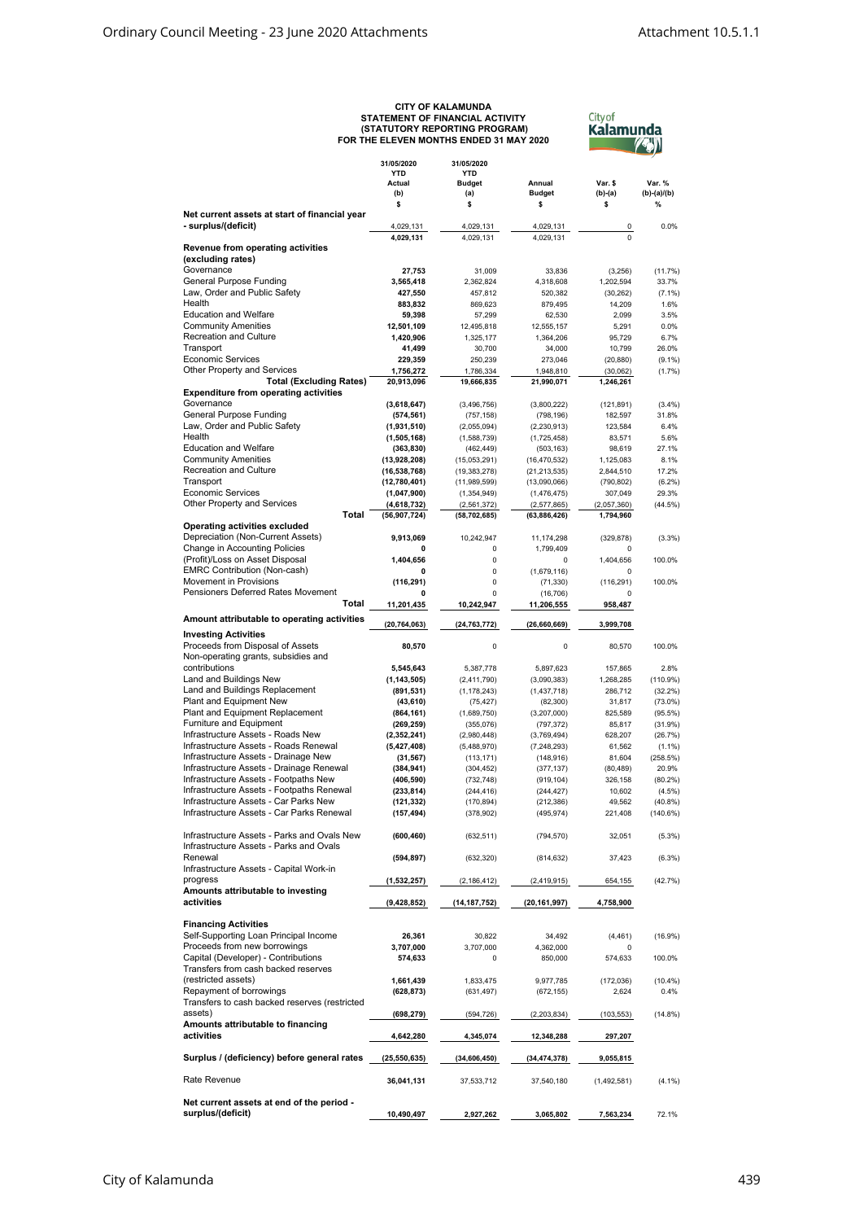# CITY OF KALAMUNDA
## STATEMENT OF FINANCIAL ACTIVITY
## (STATUTORY REPORTING PROGRAM)
## FOR THE ELEVEN MONTHS ENDED 31 MAY 2020

| | 31/05/2020 YTD Actual (b) $ | 31/05/2020 YTD Budget (a) $ | Annual Budget $ | Var. $ (b)-(a) $ | Var. % (b)-(a)/(b) % |
|---|---|---|---|---|---|
| **Net current assets at start of financial year - surplus/(deficit)** | 4,029,131 | 4,029,131 | 4,029,131 | 0 | 0.0% |
| | 4,029,131 | 4,029,131 | 4,029,131 | 0 | |
| **Revenue from operating activities (excluding rates)** | | | | | |
| Governance | **27,753** | 31,009 | 33,836 | (3,256) | (11.7%) |
| General Purpose Funding | **3,565,418** | 2,362,824 | 4,318,608 | 1,202,594 | 33.7% |
| Law, Order and Public Safety | **427,550** | 457,812 | 520,382 | (30,262) | (7.1%) |
| Health | **883,832** | 869,623 | 879,495 | 14,209 | 1.6% |
| Education and Welfare | **59,398** | 57,299 | 62,530 | 2,099 | 3.5% |
| Community Amenities | **12,501,109** | 12,495,818 | 12,555,157 | 5,291 | 0.0% |
| Recreation and Culture | **1,420,906** | 1,325,177 | 1,364,206 | 95,729 | 6.7% |
| Transport | **41,499** | 30,700 | 34,000 | 10,799 | 26.0% |
| Economic Services | **229,359** | 250,239 | 273,046 | (20,880) | (9.1%) |
| Other Property and Services | **1,756,272** | 1,786,334 | 1,948,810 | (30,062) | (1.7%) |
| **Total (Excluding Rates)** | **20,913,096** | 19,666,835 | 21,990,071 | 1,246,261 | |
| **Expenditure from operating activities** | | | | | |
| Governance | **(3,618,647)** | (3,496,756) | (3,800,222) | (121,891) | (3.4%) |
| General Purpose Funding | **(574,561)** | (757,158) | (798,196) | 182,597 | 31.8% |
| Law, Order and Public Safety | **(1,931,510)** | (2,055,094) | (2,230,913) | 123,584 | 6.4% |
| Health | **(1,505,168)** | (1,588,739) | (1,725,458) | 83,571 | 5.6% |
| Education and Welfare | **(363,830)** | (462,449) | (503,163) | 98,619 | 27.1% |
| Community Amenities | **(13,928,208)** | (15,053,291) | (16,470,532) | 1,125,083 | 8.1% |
| Recreation and Culture | **(16,538,768)** | (19,383,278) | (21,213,535) | 2,844,510 | 17.2% |
| Transport | **(12,780,401)** | (11,989,599) | (13,090,066) | (790,802) | (6.2%) |
| Economic Services | **(1,047,900)** | (1,354,949) | (1,476,475) | 307,049 | 29.3% |
| Other Property and Services | **(4,618,732)** | (2,561,372) | (2,577,865) | (2,057,360) | (44.5%) |
| **Total** | **(56,907,724)** | (58,702,685) | (63,886,426) | 1,794,960 | |
| **Operating activities excluded** | | | | | |
| Depreciation (Non-Current Assets) | **9,913,069** | 10,242,947 | 11,174,298 | (329,878) | (3.3%) |
| Change in Accounting Policies | **0** | 0 | 1,799,409 | 0 | |
| (Profit)/Loss on Asset Disposal | **1,404,656** | 0 | 0 | 1,404,656 | 100.0% |
| EMRC Contribution (Non-cash) | **0** | 0 | (1,679,116) | 0 | |
| Movement in Provisions | **(116,291)** | 0 | (71,330) | (116,291) | 100.0% |
| Pensioners Deferred Rates Movement | **0** | 0 | (16,706) | 0 | |
| **Total** | **11,201,435** | 10,242,947 | 11,206,555 | 958,487 | |
| **Amount attributable to operating activities** | **(20,764,063)** | **(24,763,772)** | **(26,660,669)** | **3,999,708** | |
| **Investing Activities** | | | | | |
| Proceeds from Disposal of Assets | **80,570** | 0 | 0 | 80,570 | 100.0% |
| Non-operating grants, subsidies and contributions | **5,545,643** | 5,387,778 | 5,897,623 | 157,865 | 2.8% |
| Land and Buildings New | **(1,143,505)** | (2,411,790) | (3,090,383) | 1,268,285 | (110.9%) |
| Land and Buildings Replacement | **(891,531)** | (1,178,243) | (1,437,718) | 286,712 | (32.2%) |
| Plant and Equipment New | **(43,610)** | (75,427) | (82,300) | 31,817 | (73.0%) |
| Plant and Equipment Replacement | **(864,161)** | (1,689,750) | (3,207,000) | 825,589 | (95.5%) |
| Furniture and Equipment | **(269,259)** | (355,076) | (797,372) | 85,817 | (31.9%) |
| Infrastructure Assets - Roads New | **(2,352,241)** | (2,980,448) | (3,769,494) | 628,207 | (26.7%) |
| Infrastructure Assets - Roads Renewal | **(5,427,408)** | (5,488,970) | (7,248,293) | 61,562 | (1.1%) |
| Infrastructure Assets - Drainage New | **(31,567)** | (113,171) | (148,916) | 81,604 | (258.5%) |
| Infrastructure Assets - Drainage Renewal | **(384,941)** | (304,452) | (377,137) | (80,489) | 20.9% |
| Infrastructure Assets - Footpaths New | **(406,590)** | (732,748) | (919,104) | 326,158 | (80.2%) |
| Infrastructure Assets - Footpaths Renewal | **(233,814)** | (244,416) | (244,427) | 10,602 | (4.5%) |
| Infrastructure Assets - Car Parks New | **(121,332)** | (170,894) | (212,386) | 49,562 | (40.8%) |
| Infrastructure Assets - Car Parks Renewal | **(157,494)** | (378,902) | (495,974) | 221,408 | (140.6%) |
| Infrastructure Assets - Parks and Ovals New | **(600,460)** | (632,511) | (794,570) | 32,051 | (5.3%) |
| Infrastructure Assets - Parks and Ovals Renewal | **(594,897)** | (632,320) | (814,632) | 37,423 | (6.3%) |
| Infrastructure Assets - Capital Work-in progress | **(1,532,257)** | (2,186,412) | (2,419,915) | 654,155 | (42.7%) |
| **Amounts attributable to investing activities** | **(9,428,852)** | **(14,187,752)** | **(20,161,997)** | **4,758,900** | |
| **Financing Activities** | | | | | |
| Self-Supporting Loan Principal Income | **26,361** | 30,822 | 34,492 | (4,461) | (16.9%) |
| Proceeds from new borrowings | **3,707,000** | 3,707,000 | 4,362,000 | 0 | |
| Capital (Developer) - Contributions | **574,633** | 0 | 850,000 | 574,633 | 100.0% |
| Transfers from cash backed reserves (restricted assets) | **1,661,439** | 1,833,475 | 9,977,785 | (172,036) | (10.4%) |
| Repayment of borrowings | **(628,873)** | (631,497) | (672,155) | 2,624 | 0.4% |
| Transfers to cash backed reserves (restricted assets) | **(698,279)** | (594,726) | (2,203,834) | (103,553) | (14.8%) |
| **Amounts attributable to financing activities** | **4,642,280** | **4,345,074** | **12,348,288** | **297,207** | |
| **Surplus / (deficiency) before general rates** | **(25,550,635)** | **(34,606,450)** | **(34,474,378)** | **9,055,815** | |
| Rate Revenue | **36,041,131** | 37,533,712 | 37,540,180 | (1,492,581) | (4.1%) |
| **Net current assets at end of the period - surplus/(deficit)** | **10,490,497** | **2,927,262** | **3,065,802** | **7,563,234** | 72.1% |